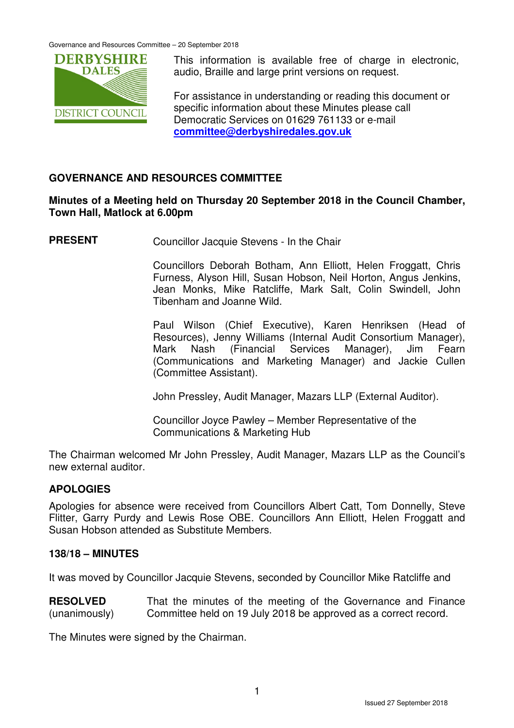DERBYSHIRE DALES DISTRICT COUNCIL

This information is available free of charge in electronic, audio, Braille and large print versions on request.

For assistance in understanding or reading this document or specific information about these Minutes please call Democratic Services on 01629 761133 or e-mail **committee@derbyshiredales.gov.uk**

## GOVERNANCE AND RESOURCES COMMITTEE

**Minutes of a Meeting held on Thursday 20 September 2018 in the Council Chamber, Town Hall, Matlock at 6.00pm**

**PRESENT**

Councillor Jacquie Stevens - In the Chair

Councillors Deborah Botham, Ann Elliott, Helen Froggatt, Chris Furness, Alyson Hill, Susan Hobson, Neil Horton, Angus Jenkins, Jean Monks, Mike Ratcliffe, Mark Salt, Colin Swindell, John Tibenham and Joanne Wild.

Paul Wilson (Chief Executive), Karen Henriksen (Head of Resources), Jenny Williams (Internal Audit Consortium Manager), Mark Nash (Financial Services Manager), Jim Fearn (Communications and Marketing Manager) and Jackie Cullen (Committee Assistant).

John Pressley, Audit Manager, Mazars LLP (External Auditor).

Councillor Joyce Pawley – Member Representative of the Communications & Marketing Hub

The Chairman welcomed Mr John Pressley, Audit Manager, Mazars LLP as the Council's new external auditor.

### APOLOGIES

Apologies for absence were received from Councillors Albert Catt, Tom Donnelly, Steve Flitter, Garry Purdy and Lewis Rose OBE. Councillors Ann Elliott, Helen Froggatt and Susan Hobson attended as Substitute Members.

### 138/18 – MINUTES

It was moved by Councillor Jacquie Stevens, seconded by Councillor Mike Ratcliffe and

**RESOLVED** (unanimously) That the minutes of the meeting of the Governance and Finance Committee held on 19 July 2018 be approved as a correct record.

The Minutes were signed by the Chairman.

Issued 27 September 2018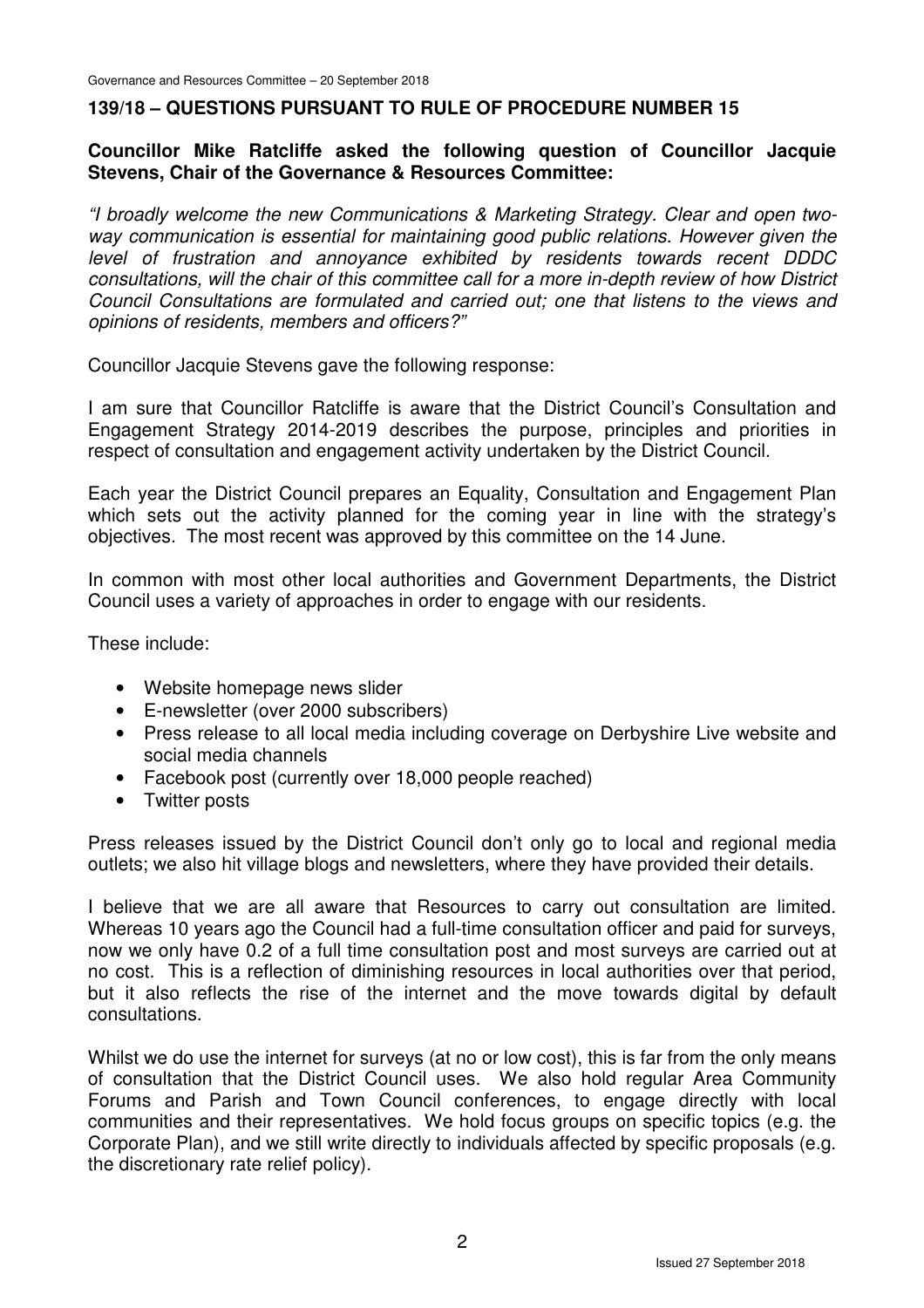## 139/18 – QUESTIONS PURSUANT TO RULE OF PROCEDURE NUMBER 15

**Councillor Mike Ratcliffe asked the following question of Councillor Jacquie Stevens, Chair of the Governance & Resources Committee:**

*"I broadly welcome the new Communications & Marketing Strategy. Clear and open two-way communication is essential for maintaining good public relations. However given the level of frustration and annoyance exhibited by residents towards recent DDDC consultations, will the chair of this committee call for a more in-depth review of how District Council Consultations are formulated and carried out; one that listens to the views and opinions of residents, members and officers?"*

Councillor Jacquie Stevens gave the following response:

I am sure that Councillor Ratcliffe is aware that the District Council's Consultation and Engagement Strategy 2014-2019 describes the purpose, principles and priorities in respect of consultation and engagement activity undertaken by the District Council.

Each year the District Council prepares an Equality, Consultation and Engagement Plan which sets out the activity planned for the coming year in line with the strategy's objectives. The most recent was approved by this committee on the 14 June.

In common with most other local authorities and Government Departments, the District Council uses a variety of approaches in order to engage with our residents.

These include:

- Website homepage news slider
- E-newsletter (over 2000 subscribers)
- Press release to all local media including coverage on Derbyshire Live website and social media channels
- Facebook post (currently over 18,000 people reached)
- Twitter posts

Press releases issued by the District Council don't only go to local and regional media outlets; we also hit village blogs and newsletters, where they have provided their details.

I believe that we are all aware that Resources to carry out consultation are limited. Whereas 10 years ago the Council had a full-time consultation officer and paid for surveys, now we only have 0.2 of a full time consultation post and most surveys are carried out at no cost. This is a reflection of diminishing resources in local authorities over that period, but it also reflects the rise of the internet and the move towards digital by default consultations.

Whilst we do use the internet for surveys (at no or low cost), this is far from the only means of consultation that the District Council uses. We also hold regular Area Community Forums and Parish and Town Council conferences, to engage directly with local communities and their representatives. We hold focus groups on specific topics (e.g. the Corporate Plan), and we still write directly to individuals affected by specific proposals (e.g. the discretionary rate relief policy).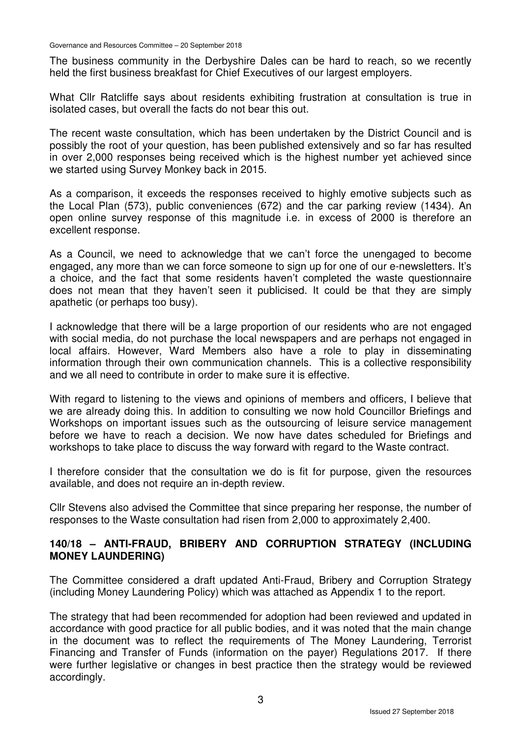The business community in the Derbyshire Dales can be hard to reach, so we recently held the first business breakfast for Chief Executives of our largest employers.

What Cllr Ratcliffe says about residents exhibiting frustration at consultation is true in isolated cases, but overall the facts do not bear this out.

The recent waste consultation, which has been undertaken by the District Council and is possibly the root of your question, has been published extensively and so far has resulted in over 2,000 responses being received which is the highest number yet achieved since we started using Survey Monkey back in 2015.

As a comparison, it exceeds the responses received to highly emotive subjects such as the Local Plan (573), public conveniences (672) and the car parking review (1434). An open online survey response of this magnitude i.e. in excess of 2000 is therefore an excellent response.

As a Council, we need to acknowledge that we can't force the unengaged to become engaged, any more than we can force someone to sign up for one of our e-newsletters. It's a choice, and the fact that some residents haven't completed the waste questionnaire does not mean that they haven't seen it publicised. It could be that they are simply apathetic (or perhaps too busy).

I acknowledge that there will be a large proportion of our residents who are not engaged with social media, do not purchase the local newspapers and are perhaps not engaged in local affairs. However, Ward Members also have a role to play in disseminating information through their own communication channels. This is a collective responsibility and we all need to contribute in order to make sure it is effective.

With regard to listening to the views and opinions of members and officers, I believe that we are already doing this. In addition to consulting we now hold Councillor Briefings and Workshops on important issues such as the outsourcing of leisure service management before we have to reach a decision. We now have dates scheduled for Briefings and workshops to take place to discuss the way forward with regard to the Waste contract.

I therefore consider that the consultation we do is fit for purpose, given the resources available, and does not require an in-depth review.

Cllr Stevens also advised the Committee that since preparing her response, the number of responses to the Waste consultation had risen from 2,000 to approximately 2,400.

## 140/18 – ANTI-FRAUD, BRIBERY AND CORRUPTION STRATEGY (INCLUDING MONEY LAUNDERING)

The Committee considered a draft updated Anti-Fraud, Bribery and Corruption Strategy (including Money Laundering Policy) which was attached as Appendix 1 to the report.

The strategy that had been recommended for adoption had been reviewed and updated in accordance with good practice for all public bodies, and it was noted that the main change in the document was to reflect the requirements of The Money Laundering, Terrorist Financing and Transfer of Funds (information on the payer) Regulations 2017. If there were further legislative or changes in best practice then the strategy would be reviewed accordingly.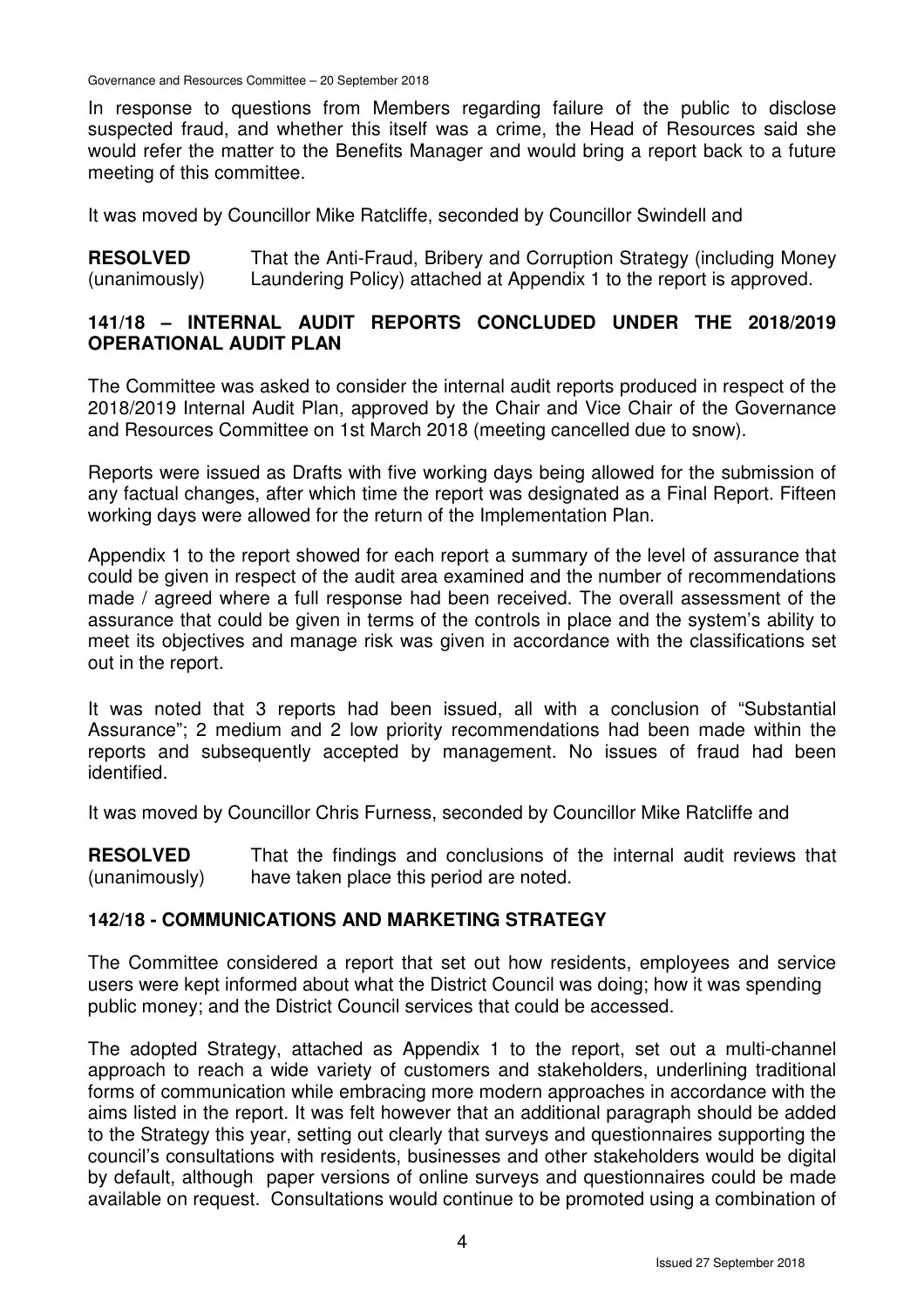In response to questions from Members regarding failure of the public to disclose suspected fraud, and whether this itself was a crime, the Head of Resources said she would refer the matter to the Benefits Manager and would bring a report back to a future meeting of this committee.

It was moved by Councillor Mike Ratcliffe, seconded by Councillor Swindell and

**RESOLVED** (unanimously) That the Anti-Fraud, Bribery and Corruption Strategy (including Money Laundering Policy) attached at Appendix 1 to the report is approved.

## 141/18 – INTERNAL AUDIT REPORTS CONCLUDED UNDER THE 2018/2019 OPERATIONAL AUDIT PLAN

The Committee was asked to consider the internal audit reports produced in respect of the 2018/2019 Internal Audit Plan, approved by the Chair and Vice Chair of the Governance and Resources Committee on 1st March 2018 (meeting cancelled due to snow).

Reports were issued as Drafts with five working days being allowed for the submission of any factual changes, after which time the report was designated as a Final Report. Fifteen working days were allowed for the return of the Implementation Plan.

Appendix 1 to the report showed for each report a summary of the level of assurance that could be given in respect of the audit area examined and the number of recommendations made / agreed where a full response had been received. The overall assessment of the assurance that could be given in terms of the controls in place and the system's ability to meet its objectives and manage risk was given in accordance with the classifications set out in the report.

It was noted that 3 reports had been issued, all with a conclusion of "Substantial Assurance"; 2 medium and 2 low priority recommendations had been made within the reports and subsequently accepted by management. No issues of fraud had been identified.

It was moved by Councillor Chris Furness, seconded by Councillor Mike Ratcliffe and

**RESOLVED** (unanimously) That the findings and conclusions of the internal audit reviews that have taken place this period are noted.

## 142/18 - COMMUNICATIONS AND MARKETING STRATEGY

The Committee considered a report that set out how residents, employees and service users were kept informed about what the District Council was doing; how it was spending public money; and the District Council services that could be accessed.

The adopted Strategy, attached as Appendix 1 to the report, set out a multi-channel approach to reach a wide variety of customers and stakeholders, underlining traditional forms of communication while embracing more modern approaches in accordance with the aims listed in the report. It was felt however that an additional paragraph should be added to the Strategy this year, setting out clearly that surveys and questionnaires supporting the council's consultations with residents, businesses and other stakeholders would be digital by default, although paper versions of online surveys and questionnaires could be made available on request. Consultations would continue to be promoted using a combination of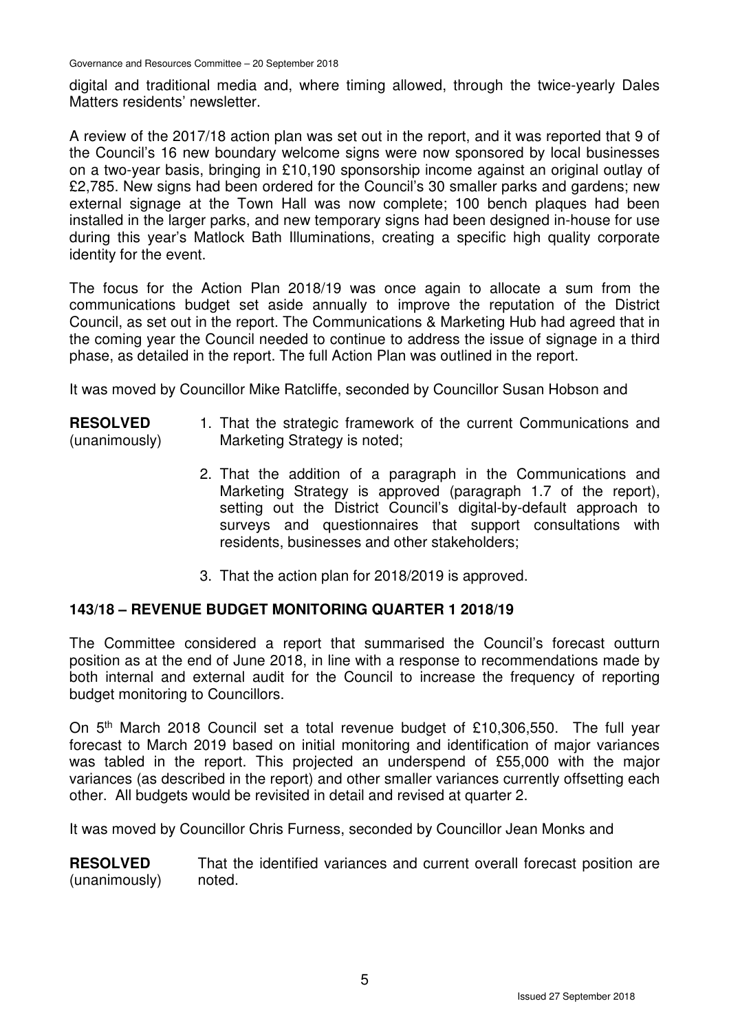digital and traditional media and, where timing allowed, through the twice-yearly Dales Matters residents' newsletter.

A review of the 2017/18 action plan was set out in the report, and it was reported that 9 of the Council's 16 new boundary welcome signs were now sponsored by local businesses on a two-year basis, bringing in £10,190 sponsorship income against an original outlay of £2,785. New signs had been ordered for the Council's 30 smaller parks and gardens; new external signage at the Town Hall was now complete; 100 bench plaques had been installed in the larger parks, and new temporary signs had been designed in-house for use during this year's Matlock Bath Illuminations, creating a specific high quality corporate identity for the event.

The focus for the Action Plan 2018/19 was once again to allocate a sum from the communications budget set aside annually to improve the reputation of the District Council, as set out in the report. The Communications & Marketing Hub had agreed that in the coming year the Council needed to continue to address the issue of signage in a third phase, as detailed in the report. The full Action Plan was outlined in the report.

It was moved by Councillor Mike Ratcliffe, seconded by Councillor Susan Hobson and

**RESOLVED** (unanimously)

1. That the strategic framework of the current Communications and Marketing Strategy is noted;
2. That the addition of a paragraph in the Communications and Marketing Strategy is approved (paragraph 1.7 of the report), setting out the District Council's digital-by-default approach to surveys and questionnaires that support consultations with residents, businesses and other stakeholders;
3. That the action plan for 2018/2019 is approved.

## 143/18 – REVENUE BUDGET MONITORING QUARTER 1 2018/19

The Committee considered a report that summarised the Council's forecast outturn position as at the end of June 2018, in line with a response to recommendations made by both internal and external audit for the Council to increase the frequency of reporting budget monitoring to Councillors.

On 5th March 2018 Council set a total revenue budget of £10,306,550. The full year forecast to March 2019 based on initial monitoring and identification of major variances was tabled in the report. This projected an underspend of £55,000 with the major variances (as described in the report) and other smaller variances currently offsetting each other. All budgets would be revisited in detail and revised at quarter 2.

It was moved by Councillor Chris Furness, seconded by Councillor Jean Monks and

**RESOLVED** (unanimously) That the identified variances and current overall forecast position are noted.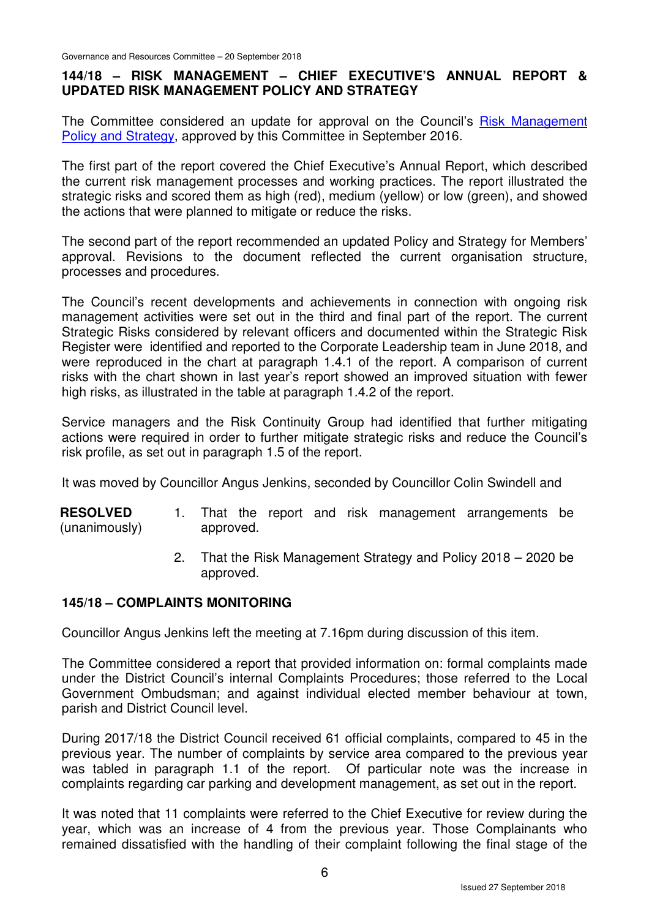## 144/18 – RISK MANAGEMENT – CHIEF EXECUTIVE'S ANNUAL REPORT & UPDATED RISK MANAGEMENT POLICY AND STRATEGY

The Committee considered an update for approval on the Council's Risk Management Policy and Strategy, approved by this Committee in September 2016.

The first part of the report covered the Chief Executive's Annual Report, which described the current risk management processes and working practices. The report illustrated the strategic risks and scored them as high (red), medium (yellow) or low (green), and showed the actions that were planned to mitigate or reduce the risks.

The second part of the report recommended an updated Policy and Strategy for Members' approval. Revisions to the document reflected the current organisation structure, processes and procedures.

The Council's recent developments and achievements in connection with ongoing risk management activities were set out in the third and final part of the report. The current Strategic Risks considered by relevant officers and documented within the Strategic Risk Register were identified and reported to the Corporate Leadership team in June 2018, and were reproduced in the chart at paragraph 1.4.1 of the report. A comparison of current risks with the chart shown in last year's report showed an improved situation with fewer high risks, as illustrated in the table at paragraph 1.4.2 of the report.

Service managers and the Risk Continuity Group had identified that further mitigating actions were required in order to further mitigate strategic risks and reduce the Council's risk profile, as set out in paragraph 1.5 of the report.

It was moved by Councillor Angus Jenkins, seconded by Councillor Colin Swindell and

**RESOLVED** (unanimously)

1. That the report and risk management arrangements be approved.
2. That the Risk Management Strategy and Policy 2018 – 2020 be approved.

## 145/18 – COMPLAINTS MONITORING

Councillor Angus Jenkins left the meeting at 7.16pm during discussion of this item.

The Committee considered a report that provided information on: formal complaints made under the District Council's internal Complaints Procedures; those referred to the Local Government Ombudsman; and against individual elected member behaviour at town, parish and District Council level.

During 2017/18 the District Council received 61 official complaints, compared to 45 in the previous year. The number of complaints by service area compared to the previous year was tabled in paragraph 1.1 of the report. Of particular note was the increase in complaints regarding car parking and development management, as set out in the report.

It was noted that 11 complaints were referred to the Chief Executive for review during the year, which was an increase of 4 from the previous year. Those Complainants who remained dissatisfied with the handling of their complaint following the final stage of the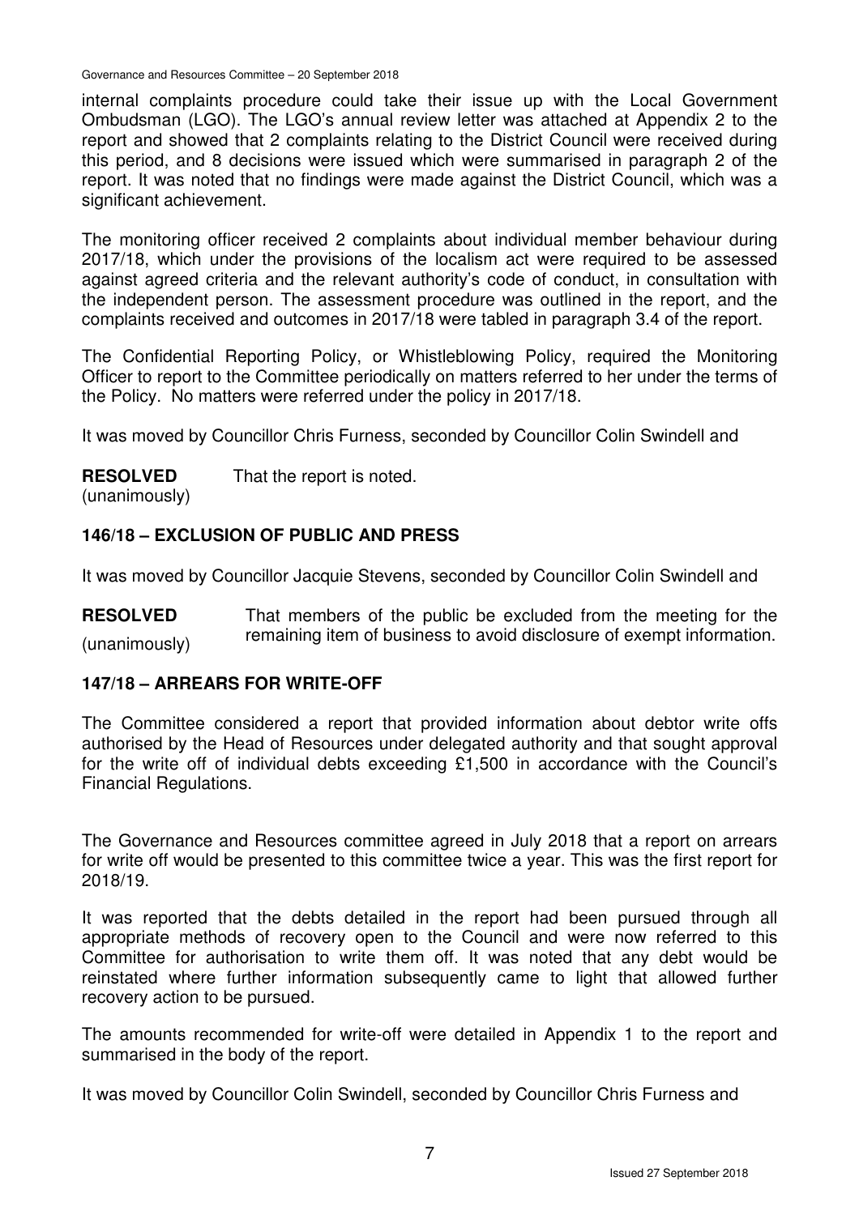internal complaints procedure could take their issue up with the Local Government Ombudsman (LGO). The LGO's annual review letter was attached at Appendix 2 to the report and showed that 2 complaints relating to the District Council were received during this period, and 8 decisions were issued which were summarised in paragraph 2 of the report. It was noted that no findings were made against the District Council, which was a significant achievement.

The monitoring officer received 2 complaints about individual member behaviour during 2017/18, which under the provisions of the localism act were required to be assessed against agreed criteria and the relevant authority's code of conduct, in consultation with the independent person. The assessment procedure was outlined in the report, and the complaints received and outcomes in 2017/18 were tabled in paragraph 3.4 of the report.

The Confidential Reporting Policy, or Whistleblowing Policy, required the Monitoring Officer to report to the Committee periodically on matters referred to her under the terms of the Policy. No matters were referred under the policy in 2017/18.

It was moved by Councillor Chris Furness, seconded by Councillor Colin Swindell and

**RESOLVED** (unanimously) That the report is noted.

## 146/18 – EXCLUSION OF PUBLIC AND PRESS

It was moved by Councillor Jacquie Stevens, seconded by Councillor Colin Swindell and

**RESOLVED** (unanimously) That members of the public be excluded from the meeting for the remaining item of business to avoid disclosure of exempt information.

## 147/18 – ARREARS FOR WRITE-OFF

The Committee considered a report that provided information about debtor write offs authorised by the Head of Resources under delegated authority and that sought approval for the write off of individual debts exceeding £1,500 in accordance with the Council's Financial Regulations.

The Governance and Resources committee agreed in July 2018 that a report on arrears for write off would be presented to this committee twice a year. This was the first report for 2018/19.

It was reported that the debts detailed in the report had been pursued through all appropriate methods of recovery open to the Council and were now referred to this Committee for authorisation to write them off. It was noted that any debt would be reinstated where further information subsequently came to light that allowed further recovery action to be pursued.

The amounts recommended for write-off were detailed in Appendix 1 to the report and summarised in the body of the report.

It was moved by Councillor Colin Swindell, seconded by Councillor Chris Furness and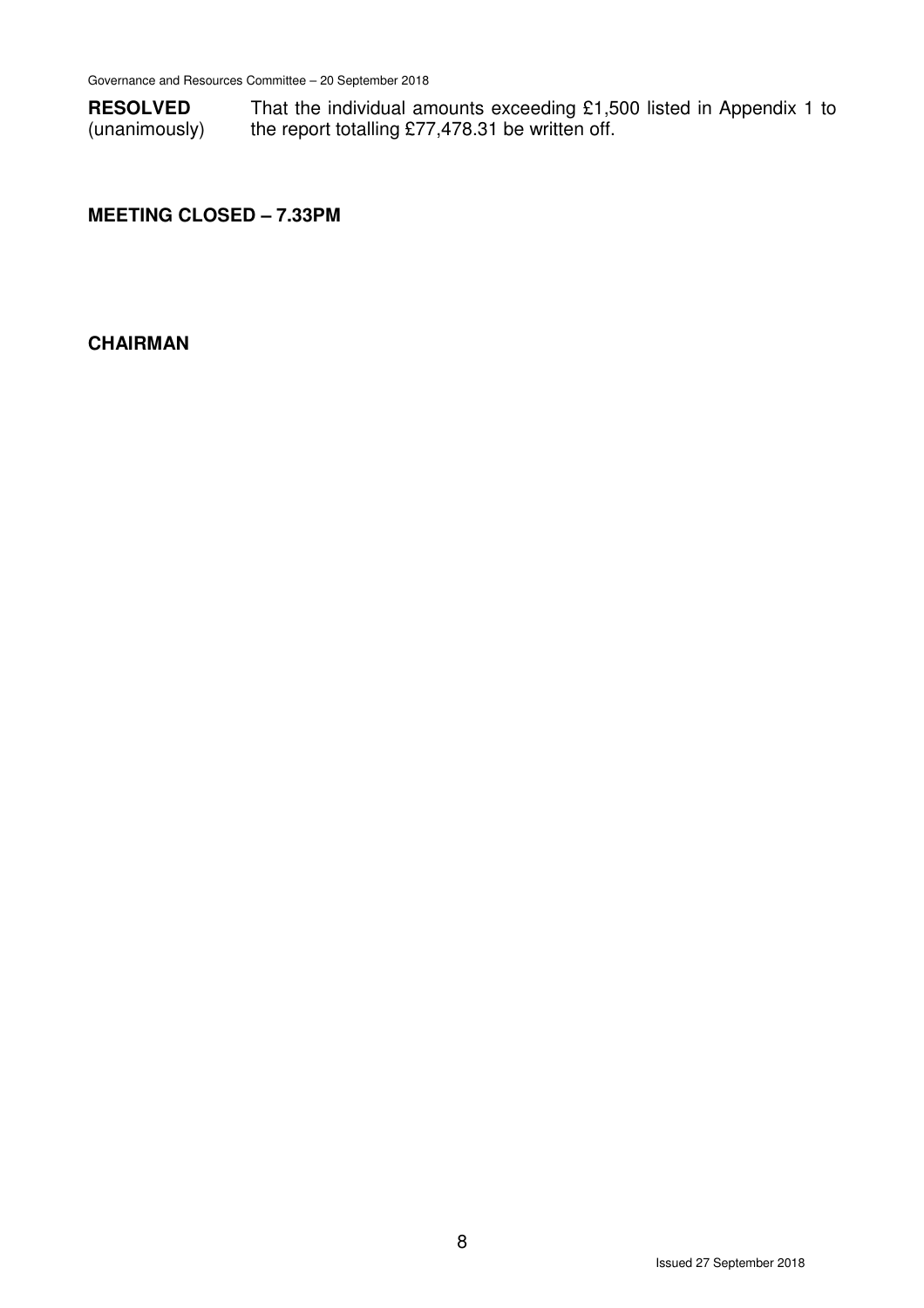**RESOLVED** (unanimously) That the individual amounts exceeding £1,500 listed in Appendix 1 to the report totalling £77,478.31 be written off.

**MEETING CLOSED – 7.33PM**

**CHAIRMAN**

Issued 27 September 2018